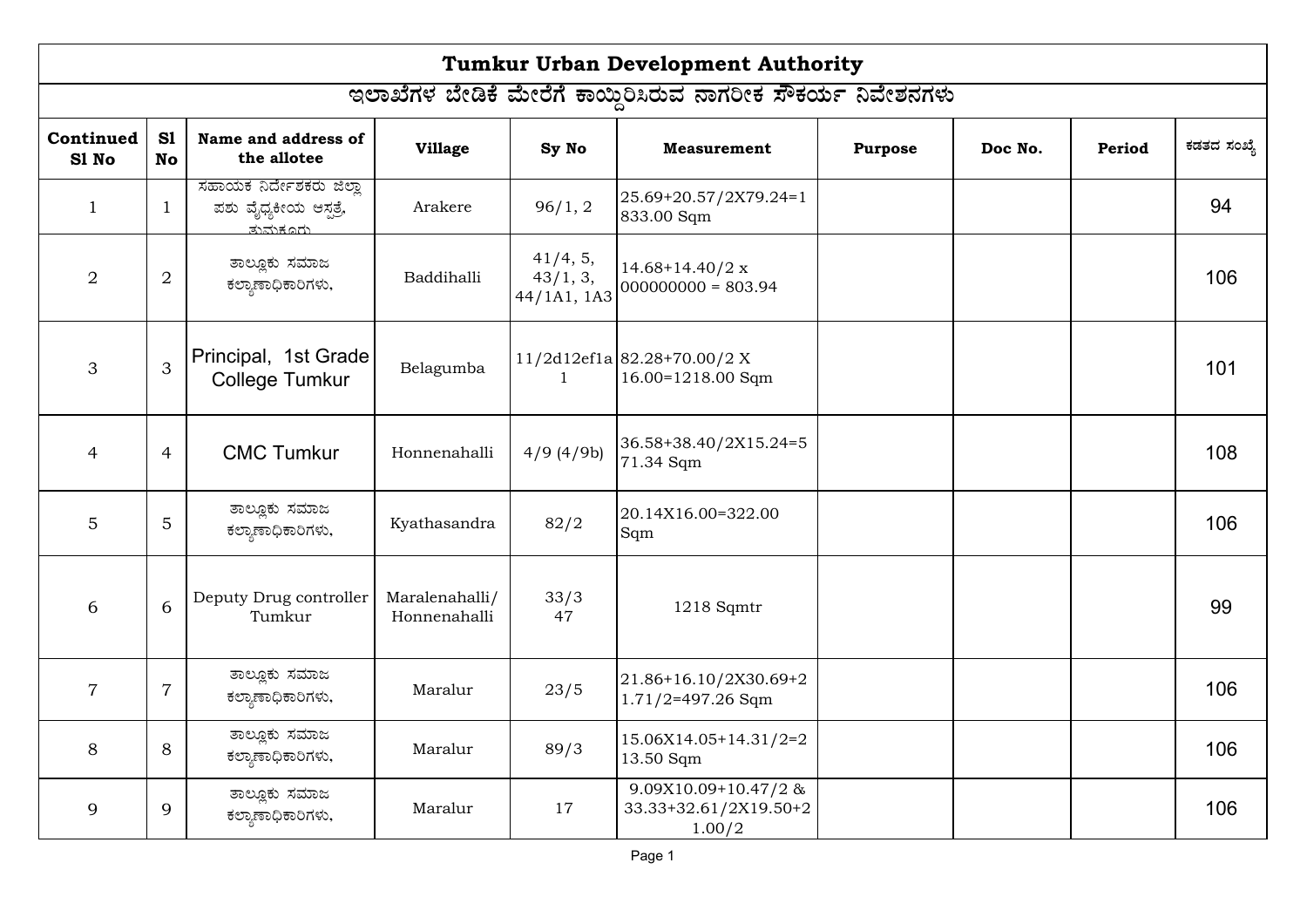# Tumkur Urban Development Authority

## ಇಲಾಖೆಗಳ ಬೇಡಿಕೆ ಮೇರೆಗೆ ಕಾಯ್ದಿರಿಸಿರುವ ನಾಗರೀಕ ಸೌಕರ್ಯ ನಿವೇಶನಗಳು

| Continued Sl No | Sl No | Name and address of the allotee | Village | Sy No | Measurement | Purpose | Doc No. | Period | ಕಡತದ ಸಂಖ್ಯೆ |
|---|---|---|---|---|---|---|---|---|---|
| 1 | 1 | ಸಹಾಯಕ ನಿರ್ದೇಶಕರು ಜಿಲ್ಲಾ ಪಶು ವೈದ್ಯಕೀಯ ಆಸ್ಪತ್ರೆ, ತುಮಕೂರು | Arakere | 96/1, 2 | 25.69+20.57/2X79.24=1833.00 Sqm | | | | 94 |
| 2 | 2 | ತಾಲ್ಲೂಕು ಸಮಾಜ ಕಲ್ಯಾಣಾಧಿಕಾರಿಗಳು, | Baddihalli | 41/4, 5, 43/1, 3, 44/1A1, 1A3 | 14.68+14.40/2 x 000000000 = 803.94 | | | | 106 |
| 3 | 3 | Principal, 1st Grade College Tumkur | Belagumba | 11/2d12ef1a 1 | 82.28+70.00/2 X 16.00=1218.00 Sqm | | | | 101 |
| 4 | 4 | CMC Tumkur | Honnenahalli | 4/9 (4/9b) | 36.58+38.40/2X15.24=571.34 Sqm | | | | 108 |
| 5 | 5 | ತಾಲ್ಲೂಕು ಸಮಾಜ ಕಲ್ಯಾಣಾಧಿಕಾರಿಗಳು, | Kyathasandra | 82/2 | 20.14X16.00=322.00 Sqm | | | | 106 |
| 6 | 6 | Deputy Drug controller Tumkur | Maralenahalli/ Honnenahalli | 33/3 47 | 1218 Sqmtr | | | | 99 |
| 7 | 7 | ತಾಲ್ಲೂಕು ಸಮಾಜ ಕಲ್ಯಾಣಾಧಿಕಾರಿಗಳು, | Maralur | 23/5 | 21.86+16.10/2X30.69+21.71/2=497.26 Sqm | | | | 106 |
| 8 | 8 | ತಾಲ್ಲೂಕು ಸಮಾಜ ಕಲ್ಯಾಣಾಧಿಕಾರಿಗಳು, | Maralur | 89/3 | 15.06X14.05+14.31/2=213.50 Sqm | | | | 106 |
| 9 | 9 | ತಾಲ್ಲೂಕು ಸಮಾಜ ಕಲ್ಯಾಣಾಧಿಕಾರಿಗಳು, | Maralur | 17 | 9.09X10.09+10.47/2 & 33.33+32.61/2X19.50+21.00/2 | | | | 106 |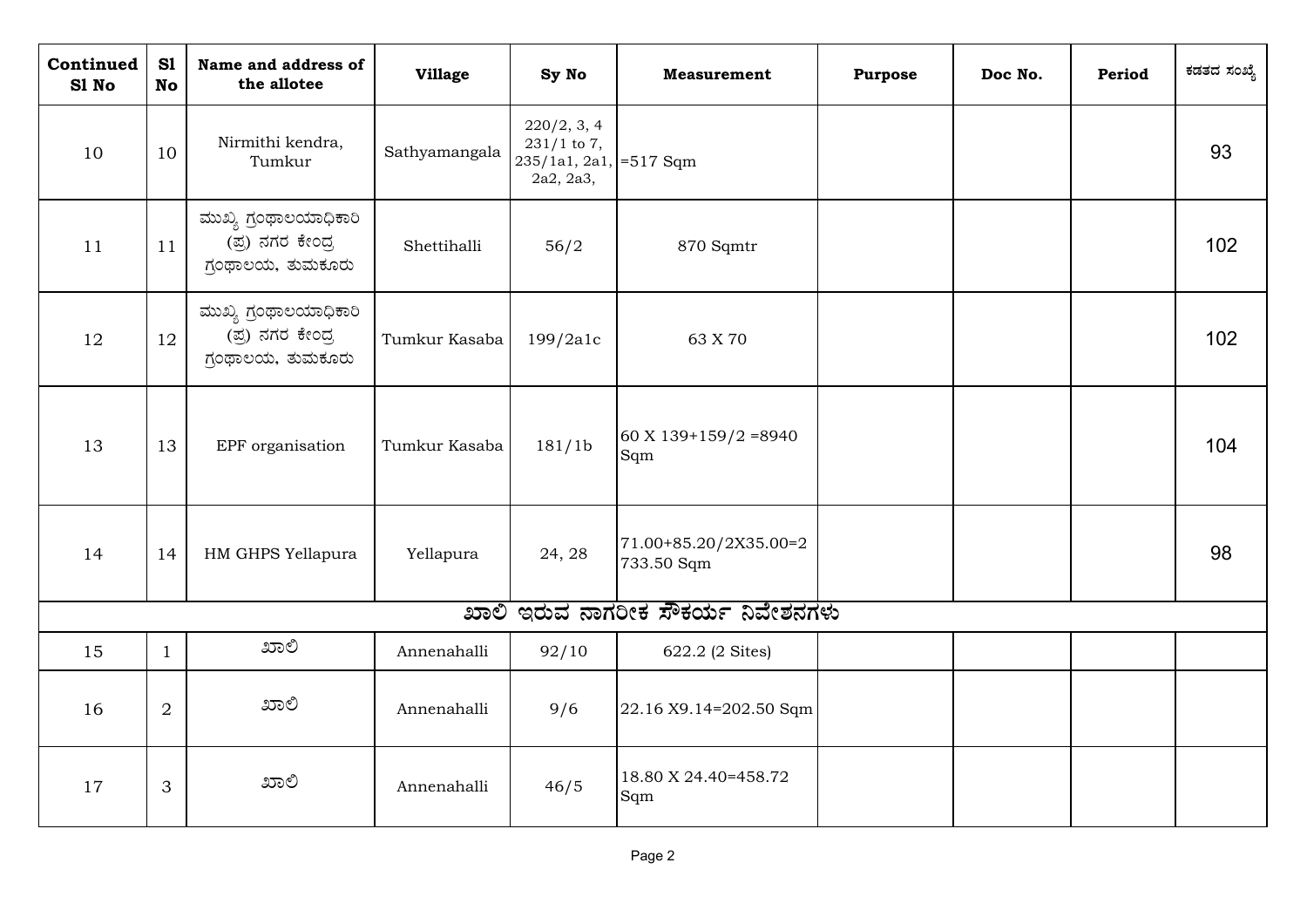| Continued Sl No | Sl No | Name and address of the allotee | Village | Sy No | Measurement | Purpose | Doc No. | Period | ಕಡತದ ಸಂಖ್ಯೆ |
|---|---|---|---|---|---|---|---|---|---|
| 10 | 10 | Nirmithi kendra, Tumkur | Sathyamangala | 220/2, 3, 4 231/1 to 7, 235/1a1, 2a1, 2a2, 2a3, | =517 Sqm | | | | 93 |
| 11 | 11 | ಮುಖ್ಯ ಗ್ರಂಥಾಲಯಾಧಿಕಾರಿ (ಪ್ರ) ನಗರ ಕೇಂದ್ರ ಗ್ರಂಥಾಲಯ, ತುಮಕೂರು | Shettihalli | 56/2 | 870 Sqmtr | | | | 102 |
| 12 | 12 | ಮುಖ್ಯ ಗ್ರಂಥಾಲಯಾಧಿಕಾರಿ (ಪ್ರ) ನಗರ ಕೇಂದ್ರ ಗ್ರಂಥಾಲಯ, ತುಮಕೂರು | Tumkur Kasaba | 199/2a1c | 63 X 70 | | | | 102 |
| 13 | 13 | EPF organisation | Tumkur Kasaba | 181/1b | 60 X 139+159/2 =8940 Sqm | | | | 104 |
| 14 | 14 | HM GHPS Yellapura | Yellapura | 24, 28 | 71.00+85.20/2X35.00=2733.50 Sqm | | | | 98 |
| **ಖಾಲಿ ಇರುವ ನಾಗರೀಕ ಸೌಕರ್ಯ ನಿವೇಶನಗಳು** | | | | | | | | | |
| 15 | 1 | ಖಾಲಿ | Annenahalli | 92/10 | 622.2 (2 Sites) | | | | |
| 16 | 2 | ಖಾಲಿ | Annenahalli | 9/6 | 22.16 X9.14=202.50 Sqm | | | | |
| 17 | 3 | ಖಾಲಿ | Annenahalli | 46/5 | 18.80 X 24.40=458.72 Sqm | | | | |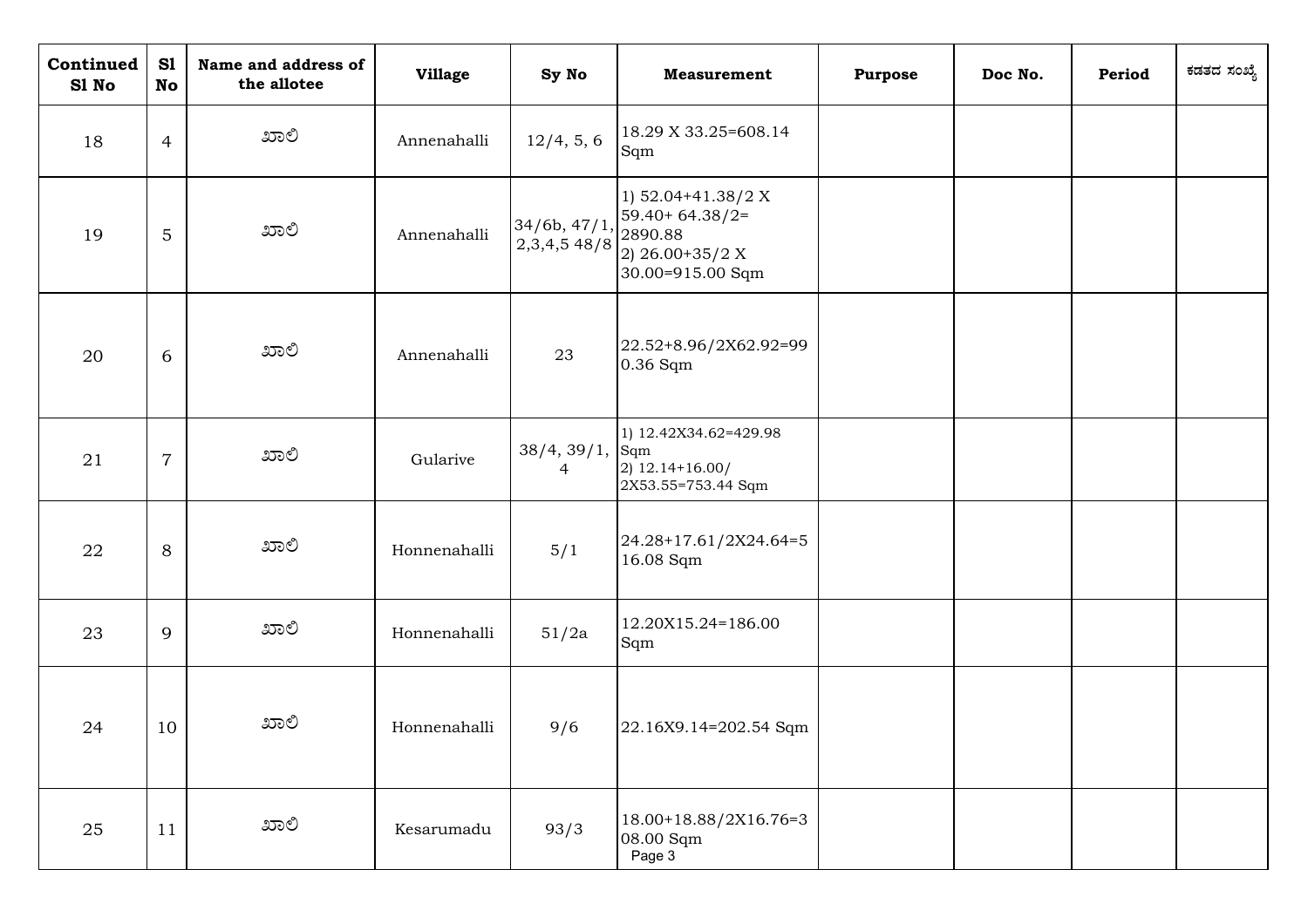| Continued Sl No | Sl No | Name and address of the allotee | Village | Sy No | Measurement | Purpose | Doc No. | Period | ಕಡತದ ಸಂಖ್ಯೆ |
|---|---|---|---|---|---|---|---|---|---|
| 18 | 4 | ಖಾಲಿ | Annenahalli | 12/4, 5, 6 | 18.29 X 33.25=608.14 Sqm | | | | |
| 19 | 5 | ಖಾಲಿ | Annenahalli | 34/6b, 47/1, 2,3,4,5 48/8 | 1) 52.04+41.38/2 X 59.40+ 64.38/2= 2890.88<br>2) 26.00+35/2 X 30.00=915.00 Sqm | | | | |
| 20 | 6 | ಖಾಲಿ | Annenahalli | 23 | 22.52+8.96/2X62.92=990.36 Sqm | | | | |
| 21 | 7 | ಖಾಲಿ | Gularive | 38/4, 39/1, 4 | 1) 12.42X34.62=429.98 Sqm<br>2) 12.14+16.00/ 2X53.55=753.44 Sqm | | | | |
| 22 | 8 | ಖಾಲಿ | Honnenahalli | 5/1 | 24.28+17.61/2X24.64=516.08 Sqm | | | | |
| 23 | 9 | ಖಾಲಿ | Honnenahalli | 51/2a | 12.20X15.24=186.00 Sqm | | | | |
| 24 | 10 | ಖಾಲಿ | Honnenahalli | 9/6 | 22.16X9.14=202.54 Sqm | | | | |
| 25 | 11 | ಖಾಲಿ | Kesarumadu | 93/3 | 18.00+18.88/2X16.76=308.00 Sqm | | | | |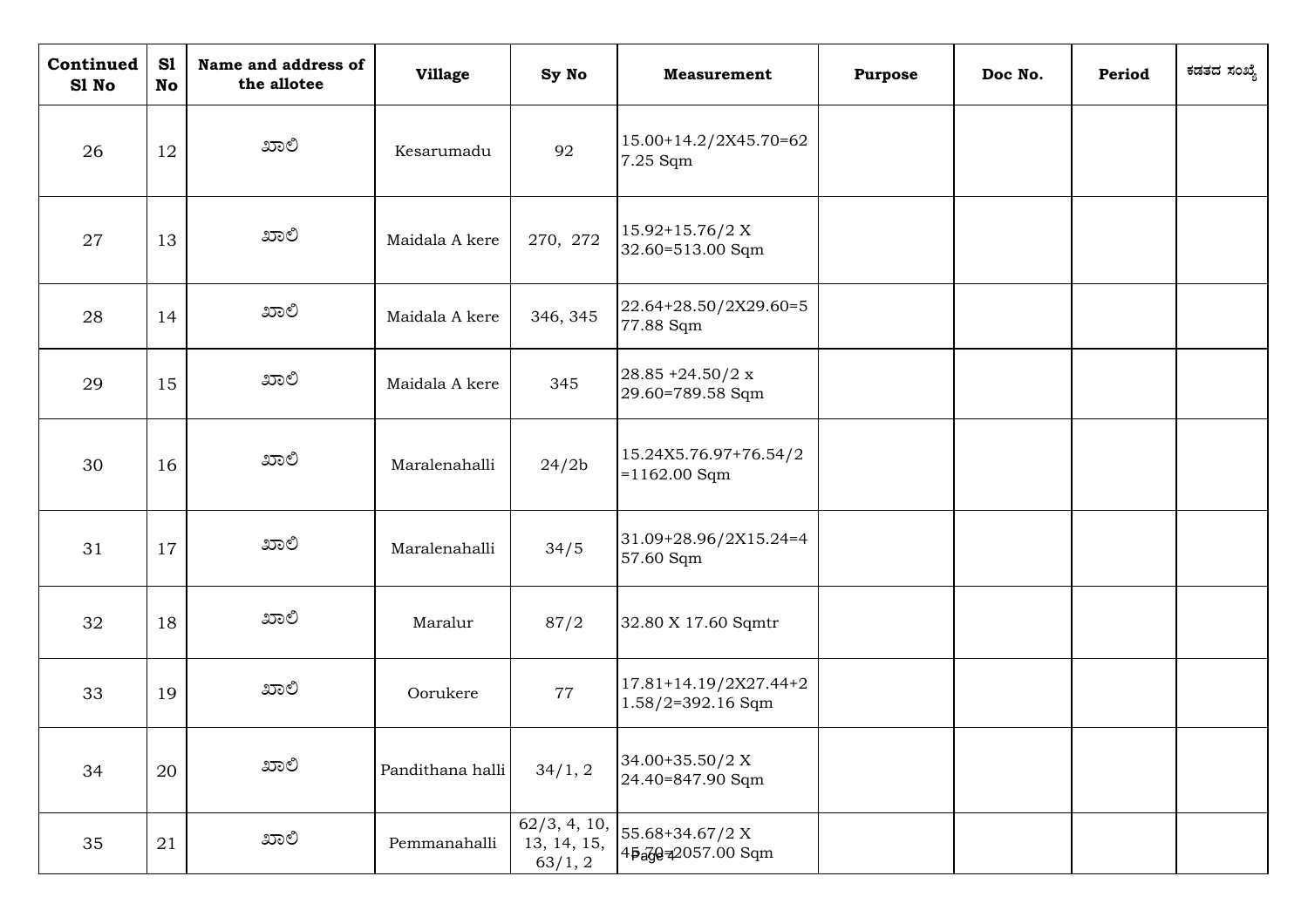| Continued Sl No | Sl No | Name and address of the allotee | Village | Sy No | Measurement | Purpose | Doc No. | Period | ಕಡತದ ಸಂಖ್ಯೆ |
|---|---|---|---|---|---|---|---|---|---|
| 26 | 12 | ಖಾಲಿ | Kesarumadu | 92 | 15.00+14.2/2X45.70=627.25 Sqm | | | | |
| 27 | 13 | ಖಾಲಿ | Maidala A kere | 270, 272 | 15.92+15.76/2 X 32.60=513.00 Sqm | | | | |
| 28 | 14 | ಖಾಲಿ | Maidala A kere | 346, 345 | 22.64+28.50/2X29.60=577.88 Sqm | | | | |
| 29 | 15 | ಖಾಲಿ | Maidala A kere | 345 | 28.85 +24.50/2 x 29.60=789.58 Sqm | | | | |
| 30 | 16 | ಖಾಲಿ | Maralenahalli | 24/2b | 15.24X5.76.97+76.54/2 =1162.00 Sqm | | | | |
| 31 | 17 | ಖಾಲಿ | Maralenahalli | 34/5 | 31.09+28.96/2X15.24=457.60 Sqm | | | | |
| 32 | 18 | ಖಾಲಿ | Maralur | 87/2 | 32.80 X 17.60 Sqmtr | | | | |
| 33 | 19 | ಖಾಲಿ | Oorukere | 77 | 17.81+14.19/2X27.44+21.58/2=392.16 Sqm | | | | |
| 34 | 20 | ಖಾಲಿ | Pandithana halli | 34/1, 2 | 34.00+35.50/2 X 24.40=847.90 Sqm | | | | |
| 35 | 21 | ಖಾಲಿ | Pemmanahalli | 62/3, 4, 10, 13, 14, 15, 63/1, 2 | 55.68+34.67/2 X 45.70=2057.00 Sqm | | | | |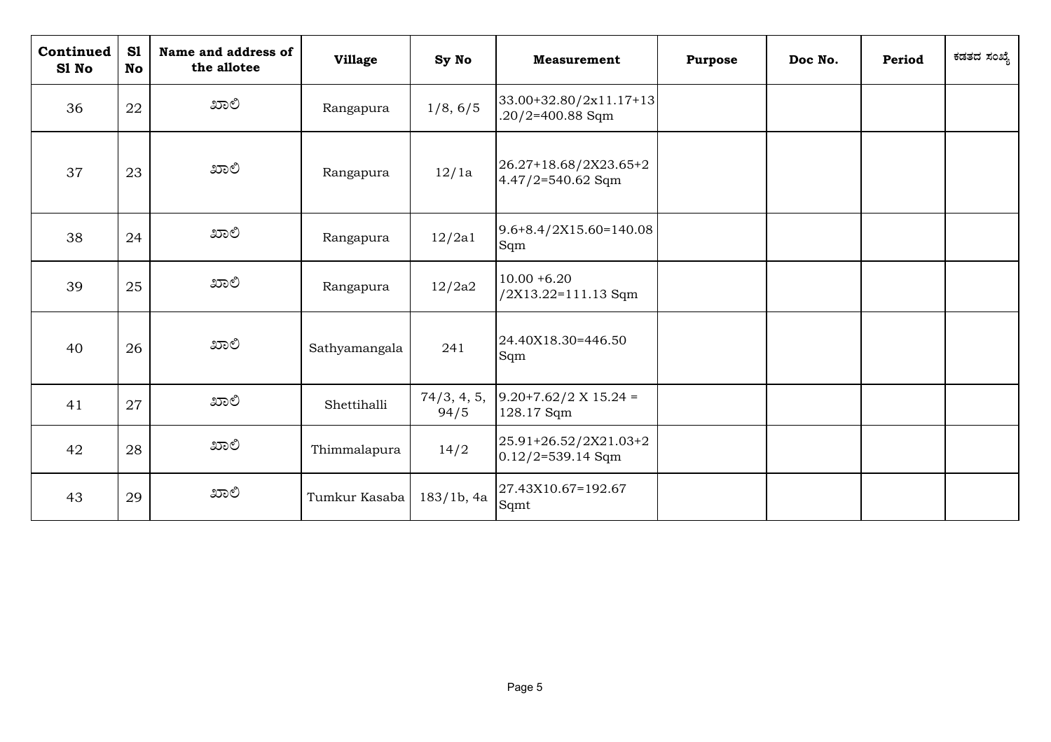| Continued Sl No | Sl No | Name and address of the allotee | Village | Sy No | Measurement | Purpose | Doc No. | Period | ಕಡತದ ಸಂಖ್ಯೆ |
|---|---|---|---|---|---|---|---|---|---|
| 36 | 22 | ಖಾಲಿ | Rangapura | 1/8, 6/5 | 33.00+32.80/2x11.17+13.20/2=400.88 Sqm | | | | |
| 37 | 23 | ಖಾಲಿ | Rangapura | 12/1a | 26.27+18.68/2X23.65+24.47/2=540.62 Sqm | | | | |
| 38 | 24 | ಖಾಲಿ | Rangapura | 12/2a1 | 9.6+8.4/2X15.60=140.08 Sqm | | | | |
| 39 | 25 | ಖಾಲಿ | Rangapura | 12/2a2 | 10.00 +6.20 /2X13.22=111.13 Sqm | | | | |
| 40 | 26 | ಖಾಲಿ | Sathyamangala | 241 | 24.40X18.30=446.50 Sqm | | | | |
| 41 | 27 | ಖಾಲಿ | Shettihalli | 74/3, 4, 5, 94/5 | 9.20+7.62/2 X 15.24 = 128.17 Sqm | | | | |
| 42 | 28 | ಖಾಲಿ | Thimmalapura | 14/2 | 25.91+26.52/2X21.03+20.12/2=539.14 Sqm | | | | |
| 43 | 29 | ಖಾಲಿ | Tumkur Kasaba | 183/1b, 4a | 27.43X10.67=192.67 Sqmt | | | | |